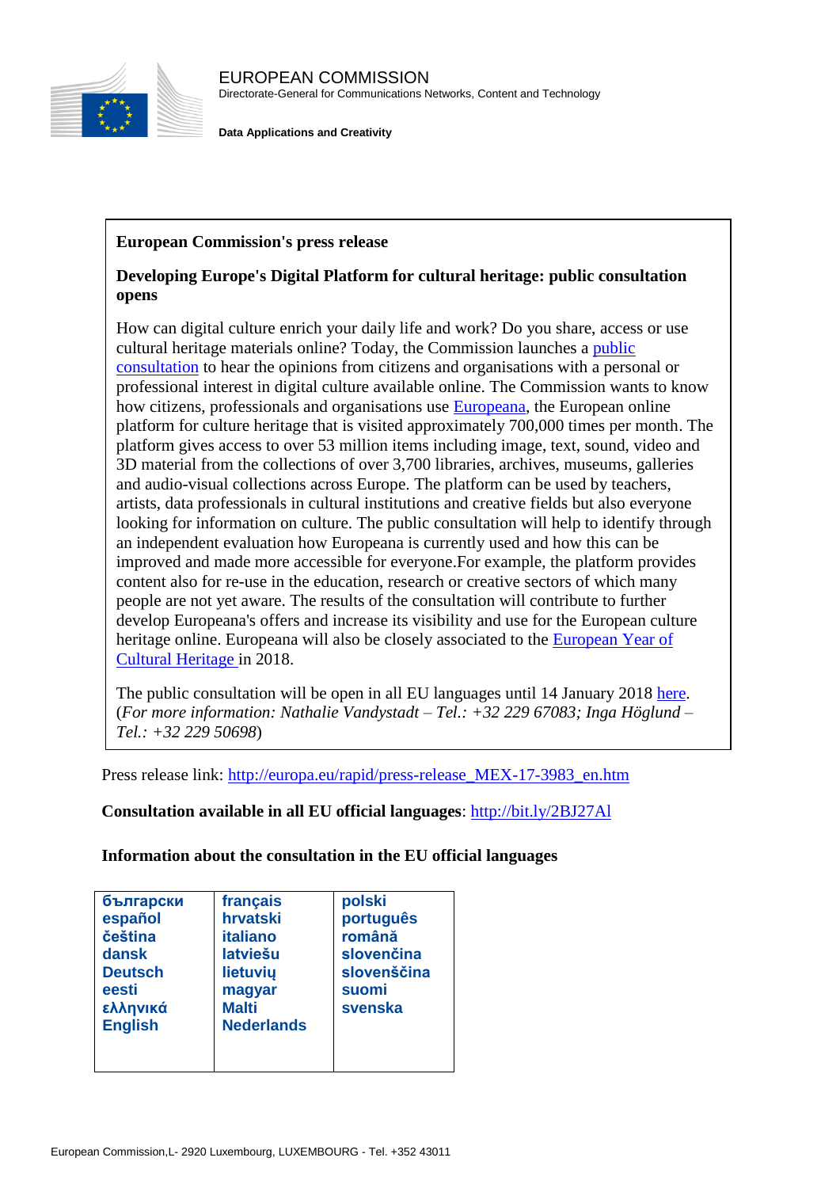EUROPEAN COMMISSION
Directorate-General for Communications Networks, Content and Technology

**Data Applications and Creativity**

**European Commission's press release**

**Developing Europe's Digital Platform for cultural heritage: public consultation opens**

How can digital culture enrich your daily life and work? Do you share, access or use cultural heritage materials online? Today, the Commission launches a public consultation to hear the opinions from citizens and organisations with a personal or professional interest in digital culture available online. The Commission wants to know how citizens, professionals and organisations use Europeana, the European online platform for culture heritage that is visited approximately 700,000 times per month. The platform gives access to over 53 million items including image, text, sound, video and 3D material from the collections of over 3,700 libraries, archives, museums, galleries and audio-visual collections across Europe. The platform can be used by teachers, artists, data professionals in cultural institutions and creative fields but also everyone looking for information on culture. The public consultation will help to identify through an independent evaluation how Europeana is currently used and how this can be improved and made more accessible for everyone.For example, the platform provides content also for re-use in the education, research or creative sectors of which many people are not yet aware. The results of the consultation will contribute to further develop Europeana's offers and increase its visibility and use for the European culture heritage online. Europeana will also be closely associated to the European Year of Cultural Heritage in 2018.

The public consultation will be open in all EU languages until 14 January 2018 here. (*For more information: Nathalie Vandystadt – Tel.: +32 229 67083; Inga Höglund – Tel.: +32 229 50698*)

Press release link: http://europa.eu/rapid/press-release_MEX-17-3983_en.htm

**Consultation available in all EU official languages**: http://bit.ly/2BJ27Al

**Information about the consultation in the EU official languages**

| | | |
|---|---|---|
| български | français | polski |
| español | hrvatski | português |
| čeština | italiano | română |
| dansk | latviešu | slovenčina |
| Deutsch | lietuvių | slovenščina |
| eesti | magyar | suomi |
| ελληνικά | Malti | svenska |
| English | Nederlands | |

European Commission,L- 2920 Luxembourg, LUXEMBOURG - Tel. +352 43011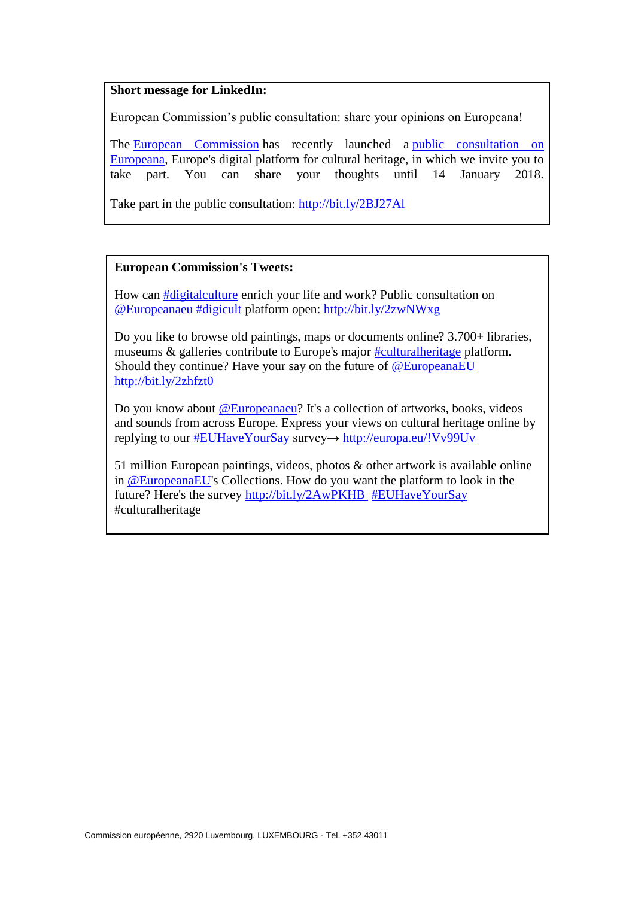**Short message for LinkedIn:**

European Commission's public consultation: share your opinions on Europeana!

The European Commission has recently launched a public consultation on Europeana, Europe's digital platform for cultural heritage, in which we invite you to take part. You can share your thoughts until 14 January 2018.

Take part in the public consultation: http://bit.ly/2BJ27Al

**European Commission's Tweets:**

How can #digitalculture enrich your life and work? Public consultation on @Europeanaeu #digicult platform open: http://bit.ly/2zwNWxg

Do you like to browse old paintings, maps or documents online? 3.700+ libraries, museums & galleries contribute to Europe's major #culturalheritage platform. Should they continue? Have your say on the future of @EuropeanaEU http://bit.ly/2zhfzt0

Do you know about @Europeanaeu? It's a collection of artworks, books, videos and sounds from across Europe. Express your views on cultural heritage online by replying to our #EUHaveYourSay survey→ http://europa.eu/!Vv99Uv

51 million European paintings, videos, photos & other artwork is available online in @EuropeanaEU's Collections. How do you want the platform to look in the future? Here's the survey http://bit.ly/2AwPKHB #EUHaveYourSay #culturalheritage